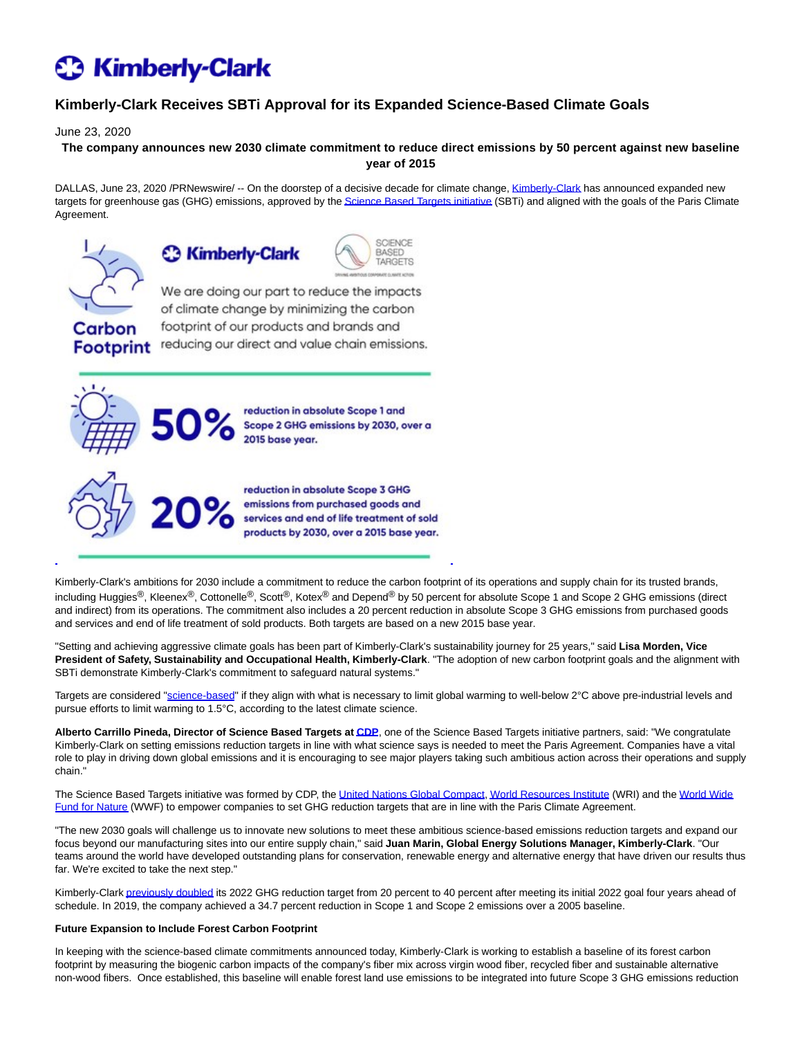# Kimberly-Clark

## Kimberly-Clark Receives SBTi Approval for its Expanded Science-Based Climate Goals

June 23, 2020

**The company announces new 2030 climate commitment to reduce direct emissions by 50 percent against new baseline year of 2015**

DALLAS, June 23, 2020 /PRNewswire/ -- On the doorstep of a decisive decade for climate change, Kimberly-Clark has announced expanded new targets for greenhouse gas (GHG) emissions, approved by the Science Based Targets initiative (SBTi) and aligned with the goals of the Paris Climate Agreement.

Carbon Footprint

Kimberly-Clark | SCIENCE BASED TARGETS

We are doing our part to reduce the impacts of climate change by minimizing the carbon footprint of our products and brands and reducing our direct and value chain emissions.

**50%** reduction in absolute Scope 1 and Scope 2 GHG emissions by 2030, over a 2015 base year.

**20%** reduction in absolute Scope 3 GHG emissions from purchased goods and services and end of life treatment of sold products by 2030, over a 2015 base year.

Kimberly-Clark's ambitions for 2030 include a commitment to reduce the carbon footprint of its operations and supply chain for its trusted brands, including Huggies®, Kleenex®, Cottonelle®, Scott®, Kotex® and Depend® by 50 percent for absolute Scope 1 and Scope 2 GHG emissions (direct and indirect) from its operations. The commitment also includes a 20 percent reduction in absolute Scope 3 GHG emissions from purchased goods and services and end of life treatment of sold products. Both targets are based on a new 2015 base year.

"Setting and achieving aggressive climate goals has been part of Kimberly-Clark's sustainability journey for 25 years," said **Lisa Morden, Vice President of Safety, Sustainability and Occupational Health, Kimberly-Clark**. "The adoption of new carbon footprint goals and the alignment with SBTi demonstrate Kimberly-Clark's commitment to safeguard natural systems."

Targets are considered "science-based" if they align with what is necessary to limit global warming to well-below 2°C above pre-industrial levels and pursue efforts to limit warming to 1.5°C, according to the latest climate science.

**Alberto Carrillo Pineda, Director of Science Based Targets at CDP**, one of the Science Based Targets initiative partners, said: "We congratulate Kimberly-Clark on setting emissions reduction targets in line with what science says is needed to meet the Paris Agreement. Companies have a vital role to play in driving down global emissions and it is encouraging to see major players taking such ambitious action across their operations and supply chain."

The Science Based Targets initiative was formed by CDP, the United Nations Global Compact, World Resources Institute (WRI) and the World Wide Fund for Nature (WWF) to empower companies to set GHG reduction targets that are in line with the Paris Climate Agreement.

"The new 2030 goals will challenge us to innovate new solutions to meet these ambitious science-based emissions reduction targets and expand our focus beyond our manufacturing sites into our entire supply chain," said **Juan Marin, Global Energy Solutions Manager, Kimberly-Clark**. "Our teams around the world have developed outstanding plans for conservation, renewable energy and alternative energy that have driven our results thus far. We're excited to take the next step."

Kimberly-Clark previously doubled its 2022 GHG reduction target from 20 percent to 40 percent after meeting its initial 2022 goal four years ahead of schedule. In 2019, the company achieved a 34.7 percent reduction in Scope 1 and Scope 2 emissions over a 2005 baseline.

**Future Expansion to Include Forest Carbon Footprint**

In keeping with the science-based climate commitments announced today, Kimberly-Clark is working to establish a baseline of its forest carbon footprint by measuring the biogenic carbon impacts of the company's fiber mix across virgin wood fiber, recycled fiber and sustainable alternative non-wood fibers. Once established, this baseline will enable forest land use emissions to be integrated into future Scope 3 GHG emissions reduction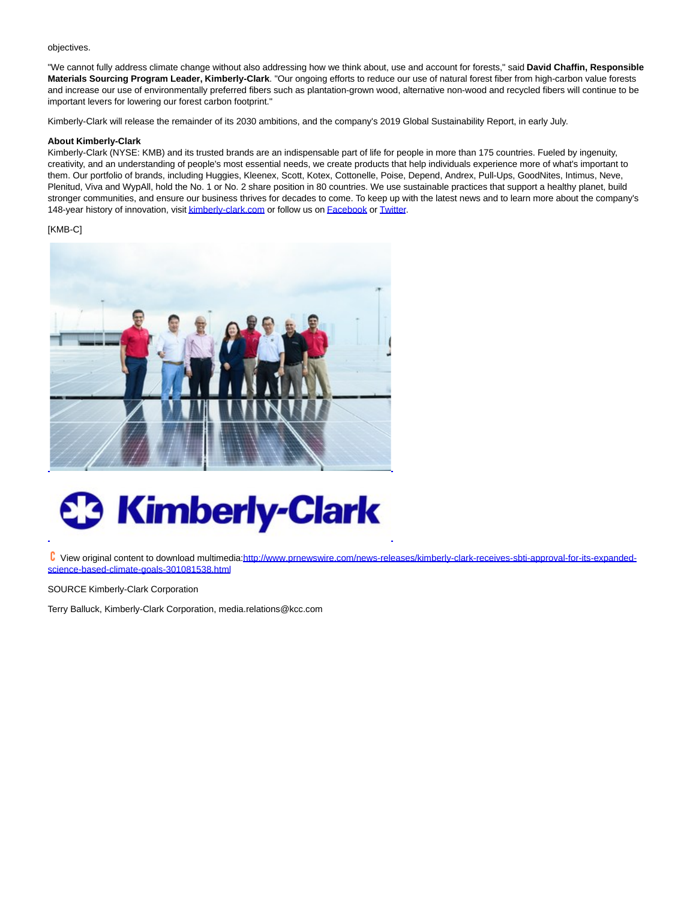objectives.

"We cannot fully address climate change without also addressing how we think about, use and account for forests," said **David Chaffin, Responsible Materials Sourcing Program Leader, Kimberly-Clark**. "Our ongoing efforts to reduce our use of natural forest fiber from high-carbon value forests and increase our use of environmentally preferred fibers such as plantation-grown wood, alternative non-wood and recycled fibers will continue to be important levers for lowering our forest carbon footprint."

Kimberly-Clark will release the remainder of its 2030 ambitions, and the company's 2019 Global Sustainability Report, in early July.

**About Kimberly-Clark**

Kimberly-Clark (NYSE: KMB) and its trusted brands are an indispensable part of life for people in more than 175 countries. Fueled by ingenuity, creativity, and an understanding of people's most essential needs, we create products that help individuals experience more of what's important to them. Our portfolio of brands, including Huggies, Kleenex, Scott, Kotex, Cottonelle, Poise, Depend, Andrex, Pull-Ups, GoodNites, Intimus, Neve, Plenitud, Viva and WypAll, hold the No. 1 or No. 2 share position in 80 countries. We use sustainable practices that support a healthy planet, build stronger communities, and ensure our business thrives for decades to come. To keep up with the latest news and to learn more about the company's 148-year history of innovation, visit kimberly-clark.com or follow us on Facebook or Twitter.

[KMB-C]

View original content to download multimedia:http://www.prnewswire.com/news-releases/kimberly-clark-receives-sbti-approval-for-its-expanded-science-based-climate-goals-301081538.html

SOURCE Kimberly-Clark Corporation

Terry Balluck, Kimberly-Clark Corporation, media.relations@kcc.com